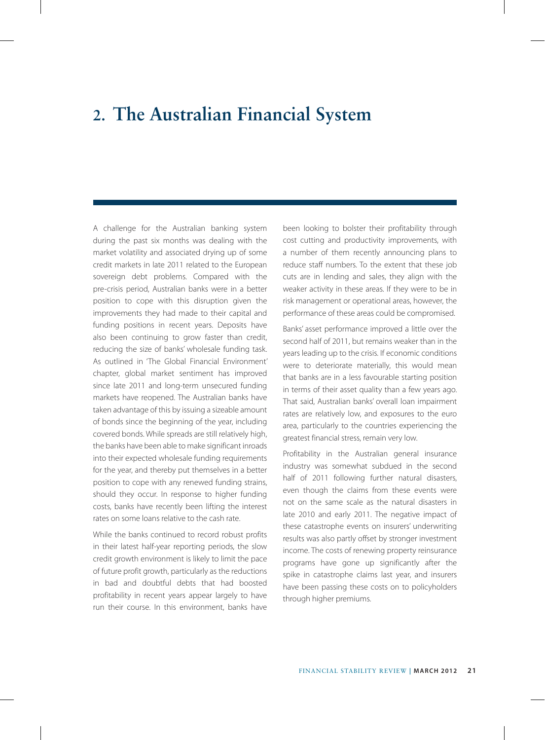# 2. The Australian Financial System

A challenge for the Australian banking system during the past six months was dealing with the market volatility and associated drying up of some credit markets in late 2011 related to the European sovereign debt problems. Compared with the pre-crisis period, Australian banks were in a better position to cope with this disruption given the improvements they had made to their capital and funding positions in recent years. Deposits have also been continuing to grow faster than credit, reducing the size of banks' wholesale funding task. As outlined in 'The Global Financial Environment' chapter, global market sentiment has improved since late 2011 and long-term unsecured funding markets have reopened. The Australian banks have taken advantage of this by issuing a sizeable amount of bonds since the beginning of the year, including covered bonds. While spreads are still relatively high, the banks have been able to make significant inroads into their expected wholesale funding requirements for the year, and thereby put themselves in a better position to cope with any renewed funding strains, should they occur. In response to higher funding costs, banks have recently been lifting the interest rates on some loans relative to the cash rate.

While the banks continued to record robust profits in their latest half-year reporting periods, the slow credit growth environment is likely to limit the pace of future profit growth, particularly as the reductions in bad and doubtful debts that had boosted profitability in recent years appear largely to have run their course. In this environment, banks have been looking to bolster their profitability through cost cutting and productivity improvements, with a number of them recently announcing plans to reduce staff numbers. To the extent that these job cuts are in lending and sales, they align with the weaker activity in these areas. If they were to be in risk management or operational areas, however, the performance of these areas could be compromised.

Banks' asset performance improved a little over the second half of 2011, but remains weaker than in the years leading up to the crisis. If economic conditions were to deteriorate materially, this would mean that banks are in a less favourable starting position in terms of their asset quality than a few years ago. That said, Australian banks' overall loan impairment rates are relatively low, and exposures to the euro area, particularly to the countries experiencing the greatest financial stress, remain very low.

Profitability in the Australian general insurance industry was somewhat subdued in the second half of 2011 following further natural disasters, even though the claims from these events were not on the same scale as the natural disasters in late 2010 and early 2011. The negative impact of these catastrophe events on insurers' underwriting results was also partly offset by stronger investment income. The costs of renewing property reinsurance programs have gone up significantly after the spike in catastrophe claims last year, and insurers have been passing these costs on to policyholders through higher premiums.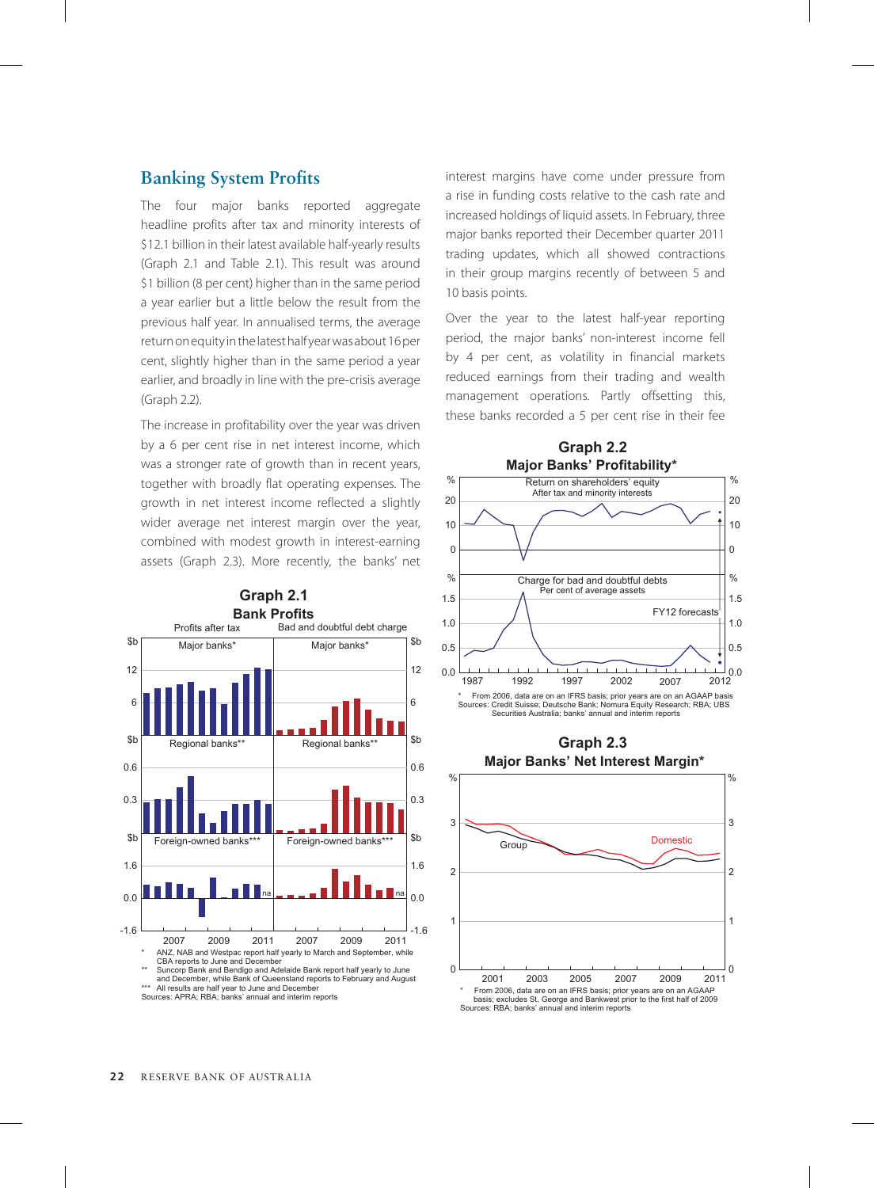## Banking System Profits

The four major banks reported aggregate headline profits after tax and minority interests of $12.1 billion in their latest available half-yearly results (Graph 2.1 and Table 2.1). This result was around $1 billion (8 per cent) higher than in the same period a year earlier but a little below the result from the previous half year. In annualised terms, the average return on equity in the latest half year was about 16 per cent, slightly higher than in the same period a year earlier, and broadly in line with the pre-crisis average (Graph 2.2).

The increase in profitability over the year was driven by a 6 per cent rise in net interest income, which was a stronger rate of growth than in recent years, together with broadly flat operating expenses. The growth in net interest income reflected a slightly wider average net interest margin over the year, combined with modest growth in interest-earning assets (Graph 2.3). More recently, the banks' net interest margins have come under pressure from a rise in funding costs relative to the cash rate and increased holdings of liquid assets. In February, three major banks reported their December quarter 2011 trading updates, which all showed contractions in their group margins recently of between 5 and 10 basis points.

Over the year to the latest half-year reporting period, the major banks' non-interest income fell by 4 per cent, as volatility in financial markets reduced earnings from their trading and wealth management operations. Partly offsetting this, these banks recorded a 5 per cent rise in their fee

**Graph 2.1**
**Bank Profits**

Profits after tax
Bad and doubtful debt charge

$b
Major banks*
Major banks*
$b
12
6
Regional banks**
Regional banks**
0.6
0.3
Foreign-owned banks***
Foreign-owned banks***
1.6
0.0
-1.6
na
na
2007 2009 2011 2007 2009 2011

\* ANZ, NAB and Westpac report half yearly to March and September, while CBA reports to June and December
\*\* Suncorp Bank and Bendigo and Adelaide Bank report half yearly to June and December, while Bank of Queensland reports to February and August
\*\*\* All results are half year to June and December
Sources: APRA; RBA; banks' annual and interim reports

**Graph 2.2**
**Major Banks' Profitability***

Return on shareholders' equity
After tax and minority interests
%
20
10
0
Charge for bad and doubtful debts
Per cent of average assets
%
1.5
1.0
0.5
0.0
FY12 forecasts
1987 1992 1997 2002 2007 2012

\* From 2006, data are on an IFRS basis; prior years are on an AGAAP basis
Sources: Credit Suisse; Deutsche Bank; Nomura Equity Research; RBA; UBS Securities Australia; banks' annual and interim reports

**Graph 2.3**
**Major Banks' Net Interest Margin***

%
3
2
1
0
Group
Domestic
2001 2003 2005 2007 2009 2011

\* From 2006, data are on an IFRS basis; prior years are on an AGAAP basis; excludes St. George and Bankwest prior to the first half of 2009
Sources: RBA; banks' annual and interim reports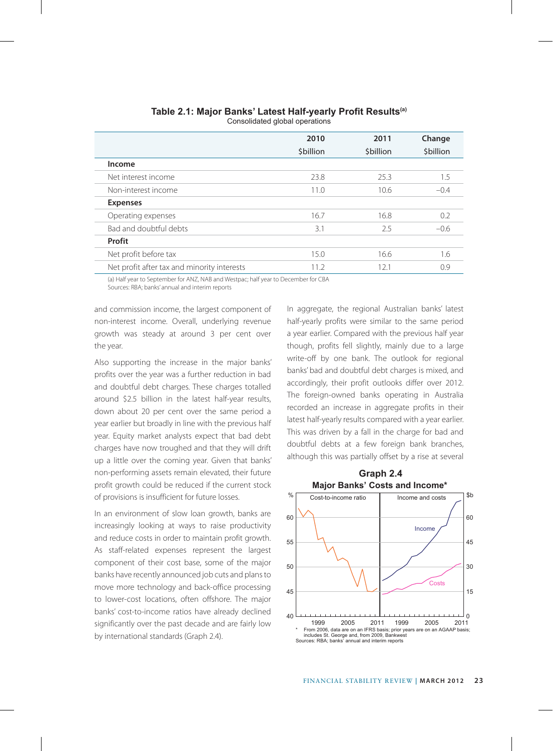**Table 2.1: Major Banks' Latest Half-yearly Profit Results[(a)]**
Consolidated global operations

| | 2010 $billion | 2011 $billion | Change $billion |
|---|---|---|---|
| **Income** | | | |
| Net interest income | 23.8 | 25.3 | 1.5 |
| Non-interest income | 11.0 | 10.6 | –0.4 |
| **Expenses** | | | |
| Operating expenses | 16.7 | 16.8 | 0.2 |
| Bad and doubtful debts | 3.1 | 2.5 | –0.6 |
| **Profit** | | | |
| Net profit before tax | 15.0 | 16.6 | 1.6 |
| Net profit after tax and minority interests | 11.2 | 12.1 | 0.9 |

(a) Half year to September for ANZ, NAB and Westpac; half year to December for CBA
Sources: RBA; banks' annual and interim reports

and commission income, the largest component of non-interest income. Overall, underlying revenue growth was steady at around 3 per cent over the year.

Also supporting the increase in the major banks' profits over the year was a further reduction in bad and doubtful debt charges. These charges totalled around $2.5 billion in the latest half-year results, down about 20 per cent over the same period a year earlier but broadly in line with the previous half year. Equity market analysts expect that bad debt charges have now troughed and that they will drift up a little over the coming year. Given that banks' non-performing assets remain elevated, their future profit growth could be reduced if the current stock of provisions is insufficient for future losses.

In an environment of slow loan growth, banks are increasingly looking at ways to raise productivity and reduce costs in order to maintain profit growth. As staff-related expenses represent the largest component of their cost base, some of the major banks have recently announced job cuts and plans to move more technology and back-office processing to lower-cost locations, often offshore. The major banks' cost-to-income ratios have already declined significantly over the past decade and are fairly low by international standards (Graph 2.4).

In aggregate, the regional Australian banks' latest half-yearly profits were similar to the same period a year earlier. Compared with the previous half year though, profits fell slightly, mainly due to a large write-off by one bank. The outlook for regional banks' bad and doubtful debt charges is mixed, and accordingly, their profit outlooks differ over 2012. The foreign-owned banks operating in Australia recorded an increase in aggregate profits in their latest half-yearly results compared with a year earlier. This was driven by a fall in the charge for bad and doubtful debts at a few foreign bank branches, although this was partially offset by a rise at several

**Graph 2.4**
**Major Banks' Costs and Income***

Cost-to-income ratio
Income and costs
Income
Costs
%
$b
60
55
50
45
40
60
45
30
15
0
1999
2005
2011
1999
2005
2011

\* From 2006, data are on an IFRS basis; prior years are on an AGAAP basis; includes St. George and, from 2009, Bankwest
Sources: RBA; banks' annual and interim reports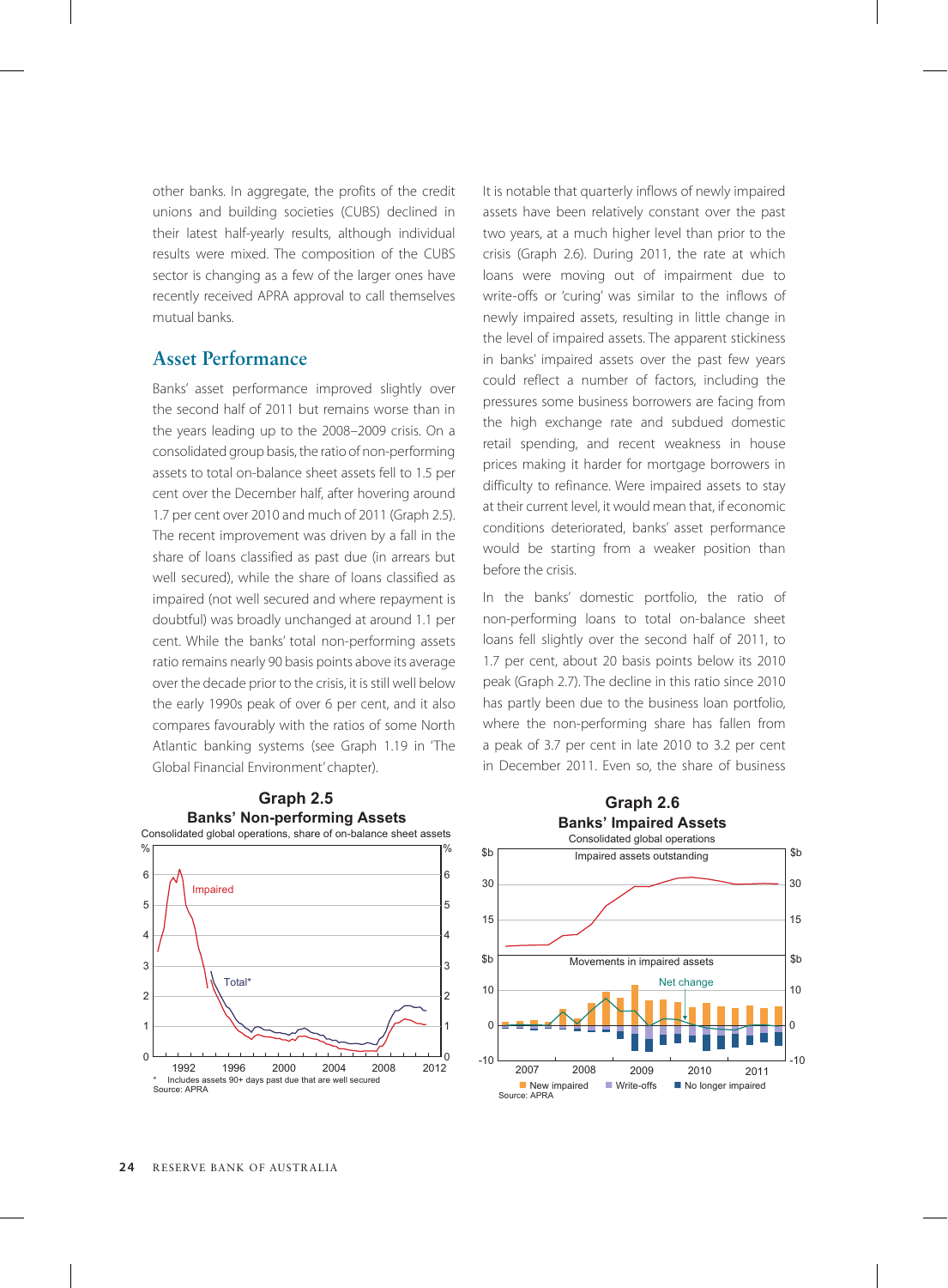other banks. In aggregate, the profits of the credit unions and building societies (CUBS) declined in their latest half-yearly results, although individual results were mixed. The composition of the CUBS sector is changing as a few of the larger ones have recently received APRA approval to call themselves mutual banks.

## Asset Performance

Banks' asset performance improved slightly over the second half of 2011 but remains worse than in the years leading up to the 2008–2009 crisis. On a consolidated group basis, the ratio of non-performing assets to total on-balance sheet assets fell to 1.5 per cent over the December half, after hovering around 1.7 per cent over 2010 and much of 2011 (Graph 2.5). The recent improvement was driven by a fall in the share of loans classified as past due (in arrears but well secured), while the share of loans classified as impaired (not well secured and where repayment is doubtful) was broadly unchanged at around 1.1 per cent. While the banks' total non-performing assets ratio remains nearly 90 basis points above its average over the decade prior to the crisis, it is still well below the early 1990s peak of over 6 per cent, and it also compares favourably with the ratios of some North Atlantic banking systems (see Graph 1.19 in 'The Global Financial Environment' chapter).

**Graph 2.5**
**Banks' Non-performing Assets**
Consolidated global operations, share of on-balance sheet assets

%
0
1
2
3
4
5
6
1992
1996
2000
2004
2008
2012
Impaired
Total*

\* Includes assets 90+ days past due that are well secured
Source: APRA

It is notable that quarterly inflows of newly impaired assets have been relatively constant over the past two years, at a much higher level than prior to the crisis (Graph 2.6). During 2011, the rate at which loans were moving out of impairment due to write-offs or 'curing' was similar to the inflows of newly impaired assets, resulting in little change in the level of impaired assets. The apparent stickiness in banks' impaired assets over the past few years could reflect a number of factors, including the pressures some business borrowers are facing from the high exchange rate and subdued domestic retail spending, and recent weakness in house prices making it harder for mortgage borrowers in difficulty to refinance. Were impaired assets to stay at their current level, it would mean that, if economic conditions deteriorated, banks' asset performance would be starting from a weaker position than before the crisis.

In the banks' domestic portfolio, the ratio of non-performing loans to total on-balance sheet loans fell slightly over the second half of 2011, to 1.7 per cent, about 20 basis points below its 2010 peak (Graph 2.7). The decline in this ratio since 2010 has partly been due to the business loan portfolio, where the non-performing share has fallen from a peak of 3.7 per cent in late 2010 to 3.2 per cent in December 2011. Even so, the share of business

**Graph 2.6**
**Banks' Impaired Assets**
Consolidated global operations

Impaired assets outstanding
$b
15
30
Movements in impaired assets
$b
-10
0
10
Net change
2007
2008
2009
2010
2011
New impaired
Write-offs
No longer impaired
Source: APRA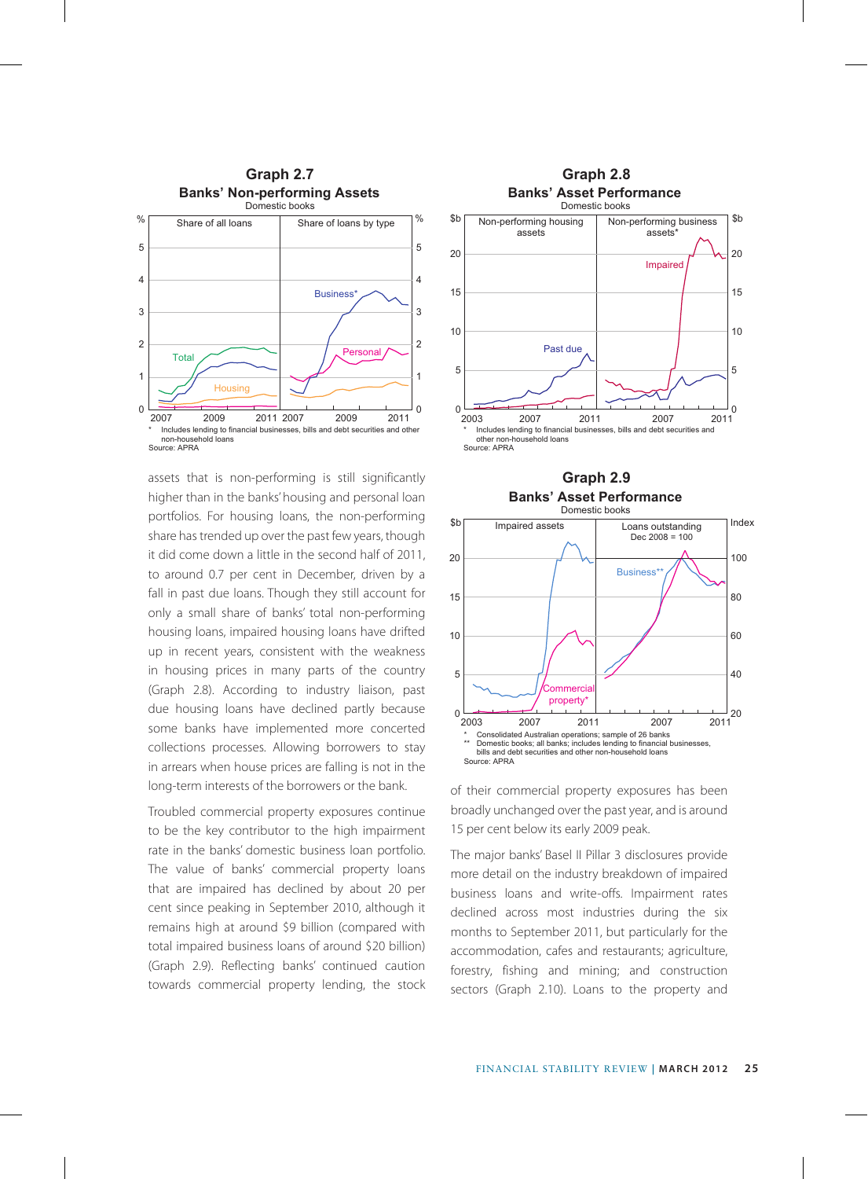**Graph 2.7**
**Banks' Non-performing Assets**
Domestic books

Share of all loans
Share of loans by type
%
%
5
4
3
2
1
0
Total
Housing
Business*
Personal
2007
2009
2011
2007
2009
2011

\* Includes lending to financial businesses, bills and debt securities and other non-household loans

Source: APRA

**Graph 2.8**
**Banks' Asset Performance**
Domestic books

Non-performing housing assets
Non-performing business assets*
$b
$b
20
15
10
5
0
Past due
Impaired
2003
2007
2011
2007
2011

\* Includes lending to financial businesses, bills and debt securities and other non-household loans

Source: APRA

assets that is non-performing is still significantly higher than in the banks' housing and personal loan portfolios. For housing loans, the non-performing share has trended up over the past few years, though it did come down a little in the second half of 2011, to around 0.7 per cent in December, driven by a fall in past due loans. Though they still account for only a small share of banks' total non-performing housing loans, impaired housing loans have drifted up in recent years, consistent with the weakness in housing prices in many parts of the country (Graph 2.8). According to industry liaison, past due housing loans have declined partly because some banks have implemented more concerted collections processes. Allowing borrowers to stay in arrears when house prices are falling is not in the long-term interests of the borrowers or the bank.

Troubled commercial property exposures continue to be the key contributor to the high impairment rate in the banks' domestic business loan portfolio. The value of banks' commercial property loans that are impaired has declined by about 20 per cent since peaking in September 2010, although it remains high at around $9 billion (compared with total impaired business loans of around $20 billion) (Graph 2.9). Reflecting banks' continued caution towards commercial property lending, the stock

**Graph 2.9**
**Banks' Asset Performance**
Domestic books

Impaired assets
Loans outstanding
Dec 2008 = 100
$b
Index
20
15
10
5
0
100
80
60
40
20
Business**
Commercial property*
2003
2007
2011
2007
2011

\* Consolidated Australian operations; sample of 26 banks

\*\* Domestic books; all banks; includes lending to financial businesses, bills and debt securities and other non-household loans

Source: APRA

of their commercial property exposures has been broadly unchanged over the past year, and is around 15 per cent below its early 2009 peak.

The major banks' Basel II Pillar 3 disclosures provide more detail on the industry breakdown of impaired business loans and write-offs. Impairment rates declined across most industries during the six months to September 2011, but particularly for the accommodation, cafes and restaurants; agriculture, forestry, fishing and mining; and construction sectors (Graph 2.10). Loans to the property and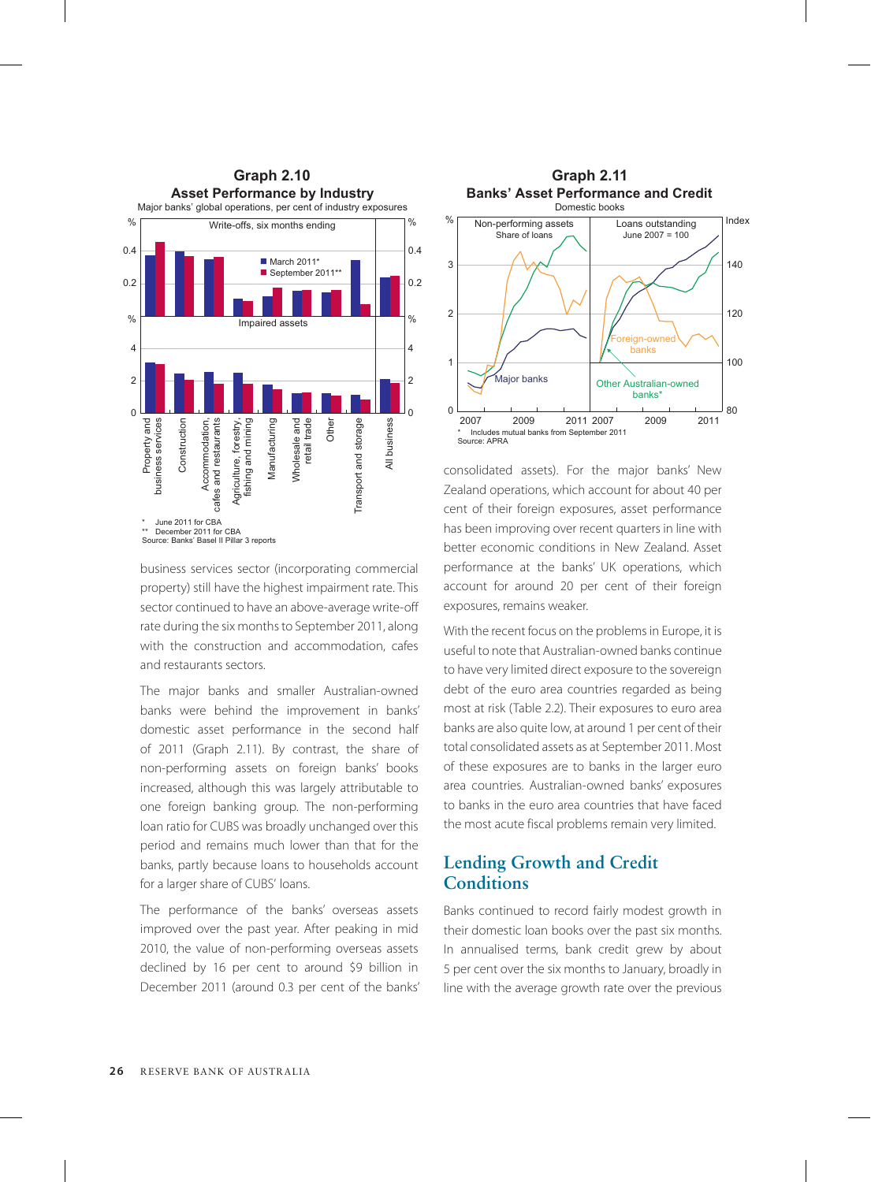**Graph 2.10**
**Asset Performance by Industry**
Major banks' global operations, per cent of industry exposures

Write-offs, six months ending
■ March 2011*
■ September 2011**

Impaired assets

%
0.4
0.2
%
4
2
0

Property and business services
Construction
Accommodation, cafes and restaurants
Agriculture, forestry, fishing and mining
Manufacturing
Wholesale and retail trade
Other
Transport and storage
All business

\* June 2011 for CBA
\*\* December 2011 for CBA
Source: Banks' Basel II Pillar 3 reports

**Graph 2.11**
**Banks' Asset Performance and Credit**
Domestic books

Non-performing assets
Share of loans

Loans outstanding
June 2007 = 100

Major banks
Foreign-owned banks
Other Australian-owned banks*

%
3
2
1
0

Index
140
120
100
80

2007 2009 2011 2007 2009 2011

\* Includes mutual banks from September 2011
Source: APRA

business services sector (incorporating commercial property) still have the highest impairment rate. This sector continued to have an above-average write-off rate during the six months to September 2011, along with the construction and accommodation, cafes and restaurants sectors.

The major banks and smaller Australian-owned banks were behind the improvement in banks' domestic asset performance in the second half of 2011 (Graph 2.11). By contrast, the share of non-performing assets on foreign banks' books increased, although this was largely attributable to one foreign banking group. The non-performing loan ratio for CUBS was broadly unchanged over this period and remains much lower than that for the banks, partly because loans to households account for a larger share of CUBS' loans.

The performance of the banks' overseas assets improved over the past year. After peaking in mid 2010, the value of non-performing overseas assets declined by 16 per cent to around $9 billion in December 2011 (around 0.3 per cent of the banks' consolidated assets). For the major banks' New Zealand operations, which account for about 40 per cent of their foreign exposures, asset performance has been improving over recent quarters in line with better economic conditions in New Zealand. Asset performance at the banks' UK operations, which account for around 20 per cent of their foreign exposures, remains weaker.

With the recent focus on the problems in Europe, it is useful to note that Australian-owned banks continue to have very limited direct exposure to the sovereign debt of the euro area countries regarded as being most at risk (Table 2.2). Their exposures to euro area banks are also quite low, at around 1 per cent of their total consolidated assets as at September 2011. Most of these exposures are to banks in the larger euro area countries. Australian-owned banks' exposures to banks in the euro area countries that have faced the most acute fiscal problems remain very limited.

## Lending Growth and Credit Conditions

Banks continued to record fairly modest growth in their domestic loan books over the past six months. In annualised terms, bank credit grew by about 5 per cent over the six months to January, broadly in line with the average growth rate over the previous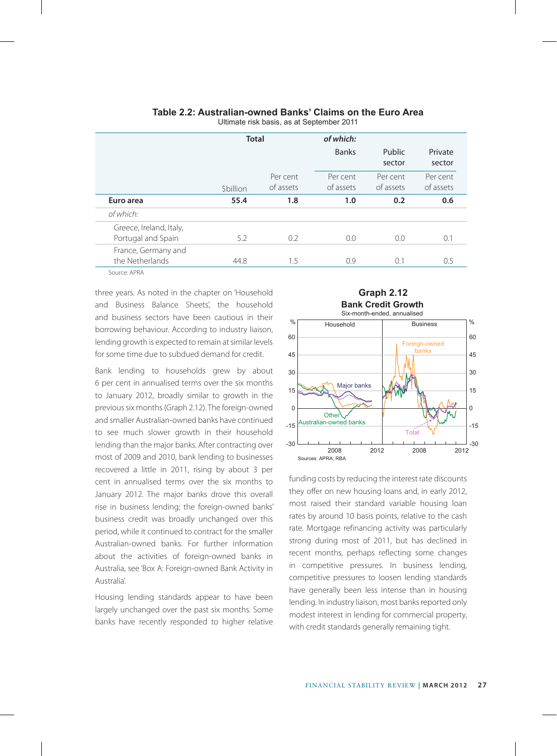**Table 2.2: Australian-owned Banks' Claims on the Euro Area**
Ultimate risk basis, as at September 2011

| | Total | | *of which:* Banks | Public sector | Private sector |
|---|---|---|---|---|---|
| | $billion | Per cent of assets | Per cent of assets | Per cent of assets | Per cent of assets |
| **Euro area** | **55.4** | **1.8** | **1.0** | **0.2** | **0.6** |
| *of which:* | | | | | |
| Greece, Ireland, Italy, Portugal and Spain | 5.2 | 0.2 | 0.0 | 0.0 | 0.1 |
| France, Germany and the Netherlands | 44.8 | 1.5 | 0.9 | 0.1 | 0.5 |

Source: APRA

three years. As noted in the chapter on 'Household and Business Balance Sheets', the household and business sectors have been cautious in their borrowing behaviour. According to industry liaison, lending growth is expected to remain at similar levels for some time due to subdued demand for credit.

Bank lending to households grew by about 6 per cent in annualised terms over the six months to January 2012, broadly similar to growth in the previous six months (Graph 2.12). The foreign-owned and smaller Australian-owned banks have continued to see much slower growth in their household lending than the major banks. After contracting over most of 2009 and 2010, bank lending to businesses recovered a little in 2011, rising by about 3 per cent in annualised terms over the six months to January 2012. The major banks drove this overall rise in business lending; the foreign-owned banks' business credit was broadly unchanged over this period, while it continued to contract for the smaller Australian-owned banks. For further information about the activities of foreign-owned banks in Australia, see 'Box A: Foreign-owned Bank Activity in Australia'.

Housing lending standards appear to have been largely unchanged over the past six months. Some banks have recently responded to higher relative

**Graph 2.12**
**Bank Credit Growth**
Six-month-ended, annualised

Household
Business
%
60
45
30
15
0
-15
-30
Foreign-owned banks
Major banks
Other Australian-owned banks
Total
2008
2012
2008
2012
Sources: APRA; RBA

funding costs by reducing the interest rate discounts they offer on new housing loans and, in early 2012, most raised their standard variable housing loan rates by around 10 basis points, relative to the cash rate. Mortgage refinancing activity was particularly strong during most of 2011, but has declined in recent months, perhaps reflecting some changes in competitive pressures. In business lending, competitive pressures to loosen lending standards have generally been less intense than in housing lending. In industry liaison, most banks reported only modest interest in lending for commercial property, with credit standards generally remaining tight.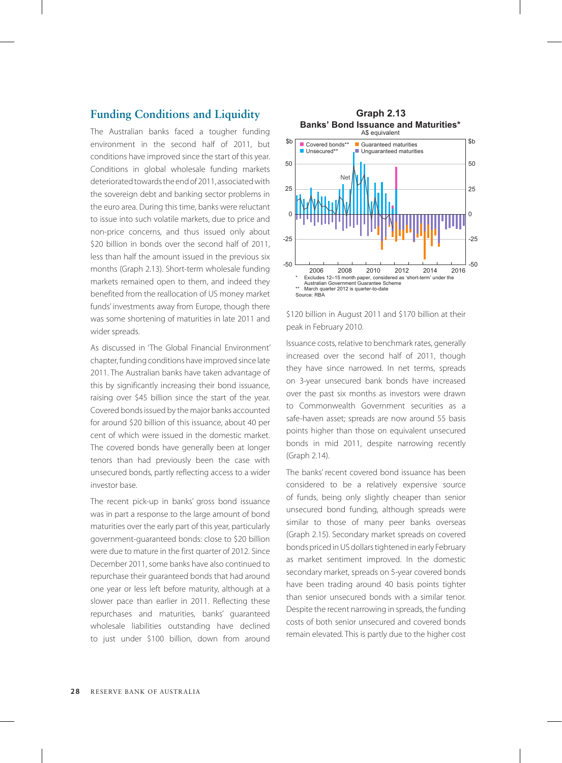## Funding Conditions and Liquidity

The Australian banks faced a tougher funding environment in the second half of 2011, but conditions have improved since the start of this year. Conditions in global wholesale funding markets deteriorated towards the end of 2011, associated with the sovereign debt and banking sector problems in the euro area. During this time, banks were reluctant to issue into such volatile markets, due to price and non-price concerns, and thus issued only about $20 billion in bonds over the second half of 2011, less than half the amount issued in the previous six months (Graph 2.13). Short-term wholesale funding markets remained open to them, and indeed they benefited from the reallocation of US money market funds' investments away from Europe, though there was some shortening of maturities in late 2011 and wider spreads.

As discussed in 'The Global Financial Environment' chapter, funding conditions have improved since late 2011. The Australian banks have taken advantage of this by significantly increasing their bond issuance, raising over $45 billion since the start of the year. Covered bonds issued by the major banks accounted for around $20 billion of this issuance, about 40 per cent of which were issued in the domestic market. The covered bonds have generally been at longer tenors than had previously been the case with unsecured bonds, partly reflecting access to a wider investor base.

The recent pick-up in banks' gross bond issuance was in part a response to the large amount of bond maturities over the early part of this year, particularly government-guaranteed bonds: close to $20 billion were due to mature in the first quarter of 2012. Since December 2011, some banks have also continued to repurchase their guaranteed bonds that had around one year or less left before maturity, although at a slower pace than earlier in 2011. Reflecting these repurchases and maturities, banks' guaranteed wholesale liabilities outstanding have declined to just under $100 billion, down from around $120 billion in August 2011 and $170 billion at their peak in February 2010.

**Graph 2.13**
**Banks' Bond Issuance and Maturities***
A$ equivalent

$b
Covered bonds**
Unsecured**
Guaranteed maturities
Unguaranteed maturities
Net
50
25
0
-25
-50
2006
2008
2010
2012
2014
2016

\* Excludes 12–15 month paper, considered as 'short-term' under the Australian Government Guarantee Scheme
\*\* March quarter 2012 is quarter-to-date
Source: RBA

Issuance costs, relative to benchmark rates, generally increased over the second half of 2011, though they have since narrowed. In net terms, spreads on 3-year unsecured bank bonds have increased over the past six months as investors were drawn to Commonwealth Government securities as a safe-haven asset; spreads are now around 55 basis points higher than those on equivalent unsecured bonds in mid 2011, despite narrowing recently (Graph 2.14).

The banks' recent covered bond issuance has been considered to be a relatively expensive source of funds, being only slightly cheaper than senior unsecured bond funding, although spreads were similar to those of many peer banks overseas (Graph 2.15). Secondary market spreads on covered bonds priced in US dollars tightened in early February as market sentiment improved. In the domestic secondary market, spreads on 5-year covered bonds have been trading around 40 basis points tighter than senior unsecured bonds with a similar tenor. Despite the recent narrowing in spreads, the funding costs of both senior unsecured and covered bonds remain elevated. This is partly due to the higher cost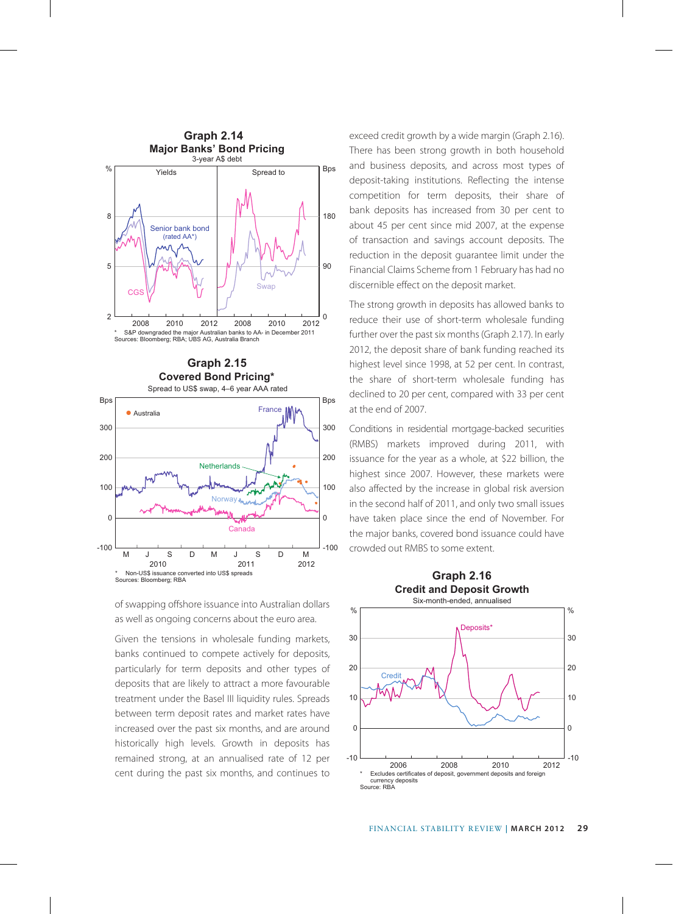## Graph 2.14

### Major Banks' Bond Pricing

3-year A$ debt

%
Yields
Spread to
Bps
8
180
Senior bank bond
(rated AA*)
5
90
CGS
Swap
2
0
2008
2010
2012
2008
2010
2012

\* S&P downgraded the major Australian banks to AA- in December 2011
Sources: Bloomberg; RBA; UBS AG, Australia Branch

## Graph 2.15

### Covered Bond Pricing*

Spread to US$ swap, 4–6 year AAA rated

Bps
Bps
Australia
France
300
300
200
200
Netherlands
100
100
Norway
0
0
Canada
-100
-100
M
J
S
D
M
J
S
D
M
2010
2011
2012

\* Non-US$ issuance converted into US$ spreads
Sources: Bloomberg; RBA

of swapping offshore issuance into Australian dollars as well as ongoing concerns about the euro area.

Given the tensions in wholesale funding markets, banks continued to compete actively for deposits, particularly for term deposits and other types of deposits that are likely to attract a more favourable treatment under the Basel III liquidity rules. Spreads between term deposit rates and market rates have increased over the past six months, and are around historically high levels. Growth in deposits has remained strong, at an annualised rate of 12 per cent during the past six months, and continues to exceed credit growth by a wide margin (Graph 2.16). There has been strong growth in both household and business deposits, and across most types of deposit-taking institutions. Reflecting the intense competition for term deposits, their share of bank deposits has increased from 30 per cent to about 45 per cent since mid 2007, at the expense of transaction and savings account deposits. The reduction in the deposit guarantee limit under the Financial Claims Scheme from 1 February has had no discernible effect on the deposit market.

The strong growth in deposits has allowed banks to reduce their use of short-term wholesale funding further over the past six months (Graph 2.17). In early 2012, the deposit share of bank funding reached its highest level since 1998, at 52 per cent. In contrast, the share of short-term wholesale funding has declined to 20 per cent, compared with 33 per cent at the end of 2007.

Conditions in residential mortgage-backed securities (RMBS) markets improved during 2011, with issuance for the year as a whole, at $22 billion, the highest since 2007. However, these markets were also affected by the increase in global risk aversion in the second half of 2011, and only two small issues have taken place since the end of November. For the major banks, covered bond issuance could have crowded out RMBS to some extent.

## Graph 2.16

### Credit and Deposit Growth

Six-month-ended, annualised

%
%
Deposits*
30
30
20
20
Credit
10
10
0
0
-10
-10
2006
2008
2010
2012

\* Excludes certificates of deposit, government deposits and foreign currency deposits
Source: RBA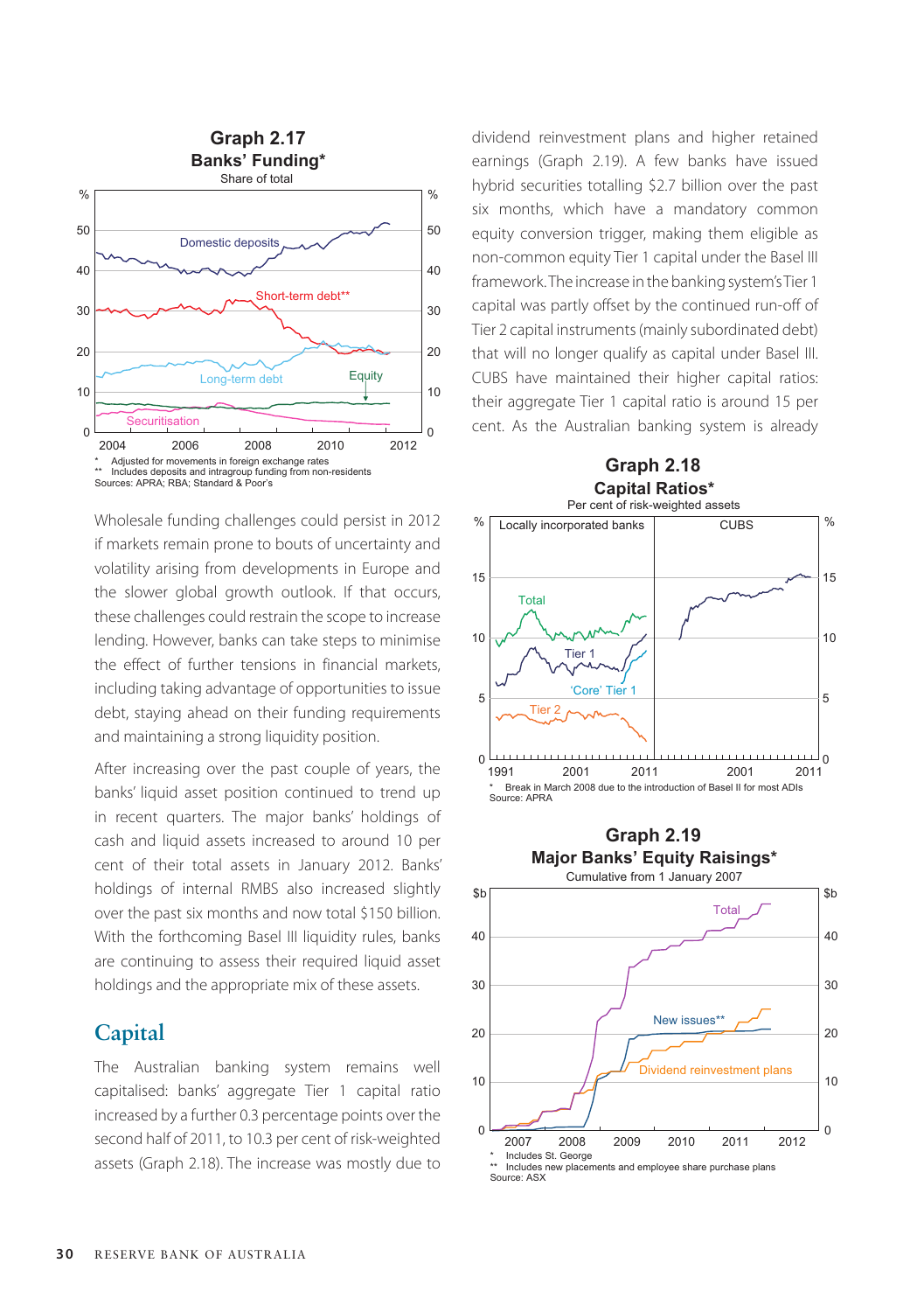**Graph 2.17**
**Banks' Funding***
Share of total

%
50
40
30
20
10
0

Domestic deposits
Short-term debt**
Long-term debt
Equity
Securitisation

2004 2006 2008 2010 2012

* Adjusted for movements in foreign exchange rates
** Includes deposits and intragroup funding from non-residents
Sources: APRA; RBA; Standard & Poor's

Wholesale funding challenges could persist in 2012 if markets remain prone to bouts of uncertainty and volatility arising from developments in Europe and the slower global growth outlook. If that occurs, these challenges could restrain the scope to increase lending. However, banks can take steps to minimise the effect of further tensions in financial markets, including taking advantage of opportunities to issue debt, staying ahead on their funding requirements and maintaining a strong liquidity position.

After increasing over the past couple of years, the banks' liquid asset position continued to trend up in recent quarters. The major banks' holdings of cash and liquid assets increased to around 10 per cent of their total assets in January 2012. Banks' holdings of internal RMBS also increased slightly over the past six months and now total $150 billion. With the forthcoming Basel III liquidity rules, banks are continuing to assess their required liquid asset holdings and the appropriate mix of these assets.

## Capital

The Australian banking system remains well capitalised: banks' aggregate Tier 1 capital ratio increased by a further 0.3 percentage points over the second half of 2011, to 10.3 per cent of risk-weighted assets (Graph 2.18). The increase was mostly due to dividend reinvestment plans and higher retained earnings (Graph 2.19). A few banks have issued hybrid securities totalling $2.7 billion over the past six months, which have a mandatory common equity conversion trigger, making them eligible as non-common equity Tier 1 capital under the Basel III framework. The increase in the banking system's Tier 1 capital was partly offset by the continued run-off of Tier 2 capital instruments (mainly subordinated debt) that will no longer qualify as capital under Basel III. CUBS have maintained their higher capital ratios: their aggregate Tier 1 capital ratio is around 15 per cent. As the Australian banking system is already

**Graph 2.18**
**Capital Ratios***
Per cent of risk-weighted assets

Locally incorporated banks
CUBS

%
15
10
5
0

Total
Tier 1
'Core' Tier 1
Tier 2

1991 2001 2011 2001 2011

* Break in March 2008 due to the introduction of Basel II for most ADIs
Source: APRA

**Graph 2.19**
**Major Banks' Equity Raisings***
Cumulative from 1 January 2007

$b
40
30
20
10
0

Total
New issues**
Dividend reinvestment plans

2007 2008 2009 2010 2011 2012

* Includes St. George
** Includes new placements and employee share purchase plans
Source: ASX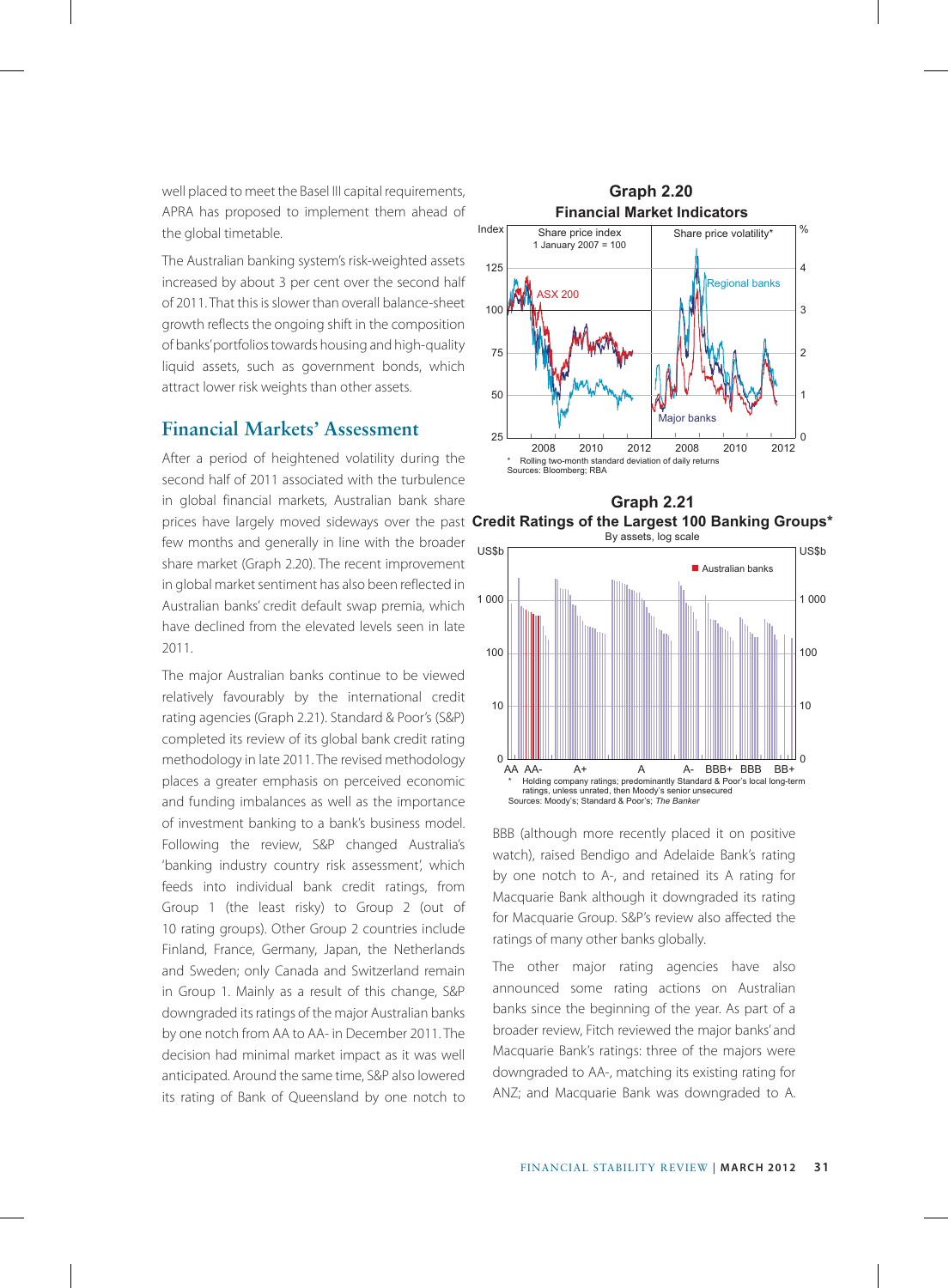well placed to meet the Basel III capital requirements, APRA has proposed to implement them ahead of the global timetable.

The Australian banking system's risk-weighted assets increased by about 3 per cent over the second half of 2011. That this is slower than overall balance-sheet growth reflects the ongoing shift in the composition of banks' portfolios towards housing and high-quality liquid assets, such as government bonds, which attract lower risk weights than other assets.

## Financial Markets' Assessment

After a period of heightened volatility during the second half of 2011 associated with the turbulence in global financial markets, Australian bank share prices have largely moved sideways over the past few months and generally in line with the broader share market (Graph 2.20). The recent improvement in global market sentiment has also been reflected in Australian banks' credit default swap premia, which have declined from the elevated levels seen in late 2011.

The major Australian banks continue to be viewed relatively favourably by the international credit rating agencies (Graph 2.21). Standard & Poor's (S&P) completed its review of its global bank credit rating methodology in late 2011. The revised methodology places a greater emphasis on perceived economic and funding imbalances as well as the importance of investment banking to a bank's business model. Following the review, S&P changed Australia's 'banking industry country risk assessment', which feeds into individual bank credit ratings, from Group 1 (the least risky) to Group 2 (out of 10 rating groups). Other Group 2 countries include Finland, France, Germany, Japan, the Netherlands and Sweden; only Canada and Switzerland remain in Group 1. Mainly as a result of this change, S&P downgraded its ratings of the major Australian banks by one notch from AA to AA- in December 2011. The decision had minimal market impact as it was well anticipated. Around the same time, S&P also lowered its rating of Bank of Queensland by one notch to BBB (although more recently placed it on positive watch), raised Bendigo and Adelaide Bank's rating by one notch to A-, and retained its A rating for Macquarie Bank although it downgraded its rating for Macquarie Group. S&P's review also affected the ratings of many other banks globally.

**Graph 2.20**
**Financial Market Indicators**

\* Rolling two-month standard deviation of daily returns
Sources: Bloomberg; RBA

**Graph 2.21**
**Credit Ratings of the Largest 100 Banking Groups\***
By assets, log scale

\* Holding company ratings; predominantly Standard & Poor's local long-term ratings, unless unrated, then Moody's senior unsecured
Sources: Moody's; Standard & Poor's; *The Banker*

The other major rating agencies have also announced some rating actions on Australian banks since the beginning of the year. As part of a broader review, Fitch reviewed the major banks' and Macquarie Bank's ratings: three of the majors were downgraded to AA-, matching its existing rating for ANZ; and Macquarie Bank was downgraded to A.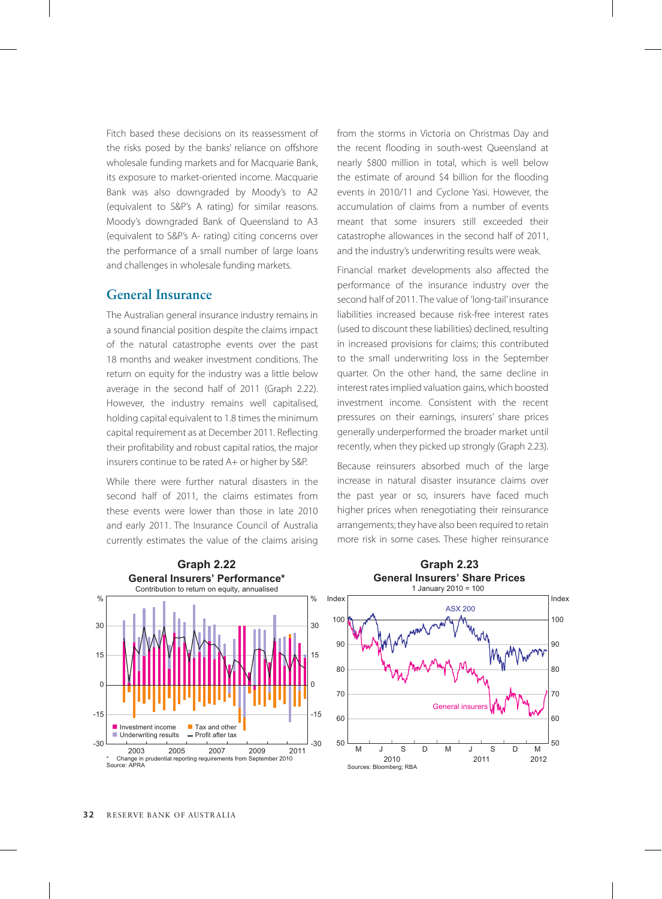Fitch based these decisions on its reassessment of the risks posed by the banks' reliance on offshore wholesale funding markets and for Macquarie Bank, its exposure to market-oriented income. Macquarie Bank was also downgraded by Moody's to A2 (equivalent to S&P's A rating) for similar reasons. Moody's downgraded Bank of Queensland to A3 (equivalent to S&P's A- rating) citing concerns over the performance of a small number of large loans and challenges in wholesale funding markets.

## General Insurance

The Australian general insurance industry remains in a sound financial position despite the claims impact of the natural catastrophe events over the past 18 months and weaker investment conditions. The return on equity for the industry was a little below average in the second half of 2011 (Graph 2.22). However, the industry remains well capitalised, holding capital equivalent to 1.8 times the minimum capital requirement as at December 2011. Reflecting their profitability and robust capital ratios, the major insurers continue to be rated A+ or higher by S&P.

While there were further natural disasters in the second half of 2011, the claims estimates from these events were lower than those in late 2010 and early 2011. The Insurance Council of Australia currently estimates the value of the claims arising from the storms in Victoria on Christmas Day and the recent flooding in south-west Queensland at nearly $800 million in total, which is well below the estimate of around $4 billion for the flooding events in 2010/11 and Cyclone Yasi. However, the accumulation of claims from a number of events meant that some insurers still exceeded their catastrophe allowances in the second half of 2011, and the industry's underwriting results were weak.

Financial market developments also affected the performance of the insurance industry over the second half of 2011. The value of 'long-tail' insurance liabilities increased because risk-free interest rates (used to discount these liabilities) declined, resulting in increased provisions for claims; this contributed to the small underwriting loss in the September quarter. On the other hand, the same decline in interest rates implied valuation gains, which boosted investment income. Consistent with the recent pressures on their earnings, insurers' share prices generally underperformed the broader market until recently, when they picked up strongly (Graph 2.23).

Because reinsurers absorbed much of the large increase in natural disaster insurance claims over the past year or so, insurers have faced much higher prices when renegotiating their reinsurance arrangements; they have also been required to retain more risk in some cases. These higher reinsurance

**Graph 2.22**
**General Insurers' Performance***
Contribution to return on equity, annualised

Legend: Investment income; Underwriting results; Tax and other; Profit after tax

\* Change in prudential reporting requirements from September 2010
Source: APRA

**Graph 2.23**
**General Insurers' Share Prices**
1 January 2010 = 100

Series: ASX 200; General insurers

Sources: Bloomberg; RBA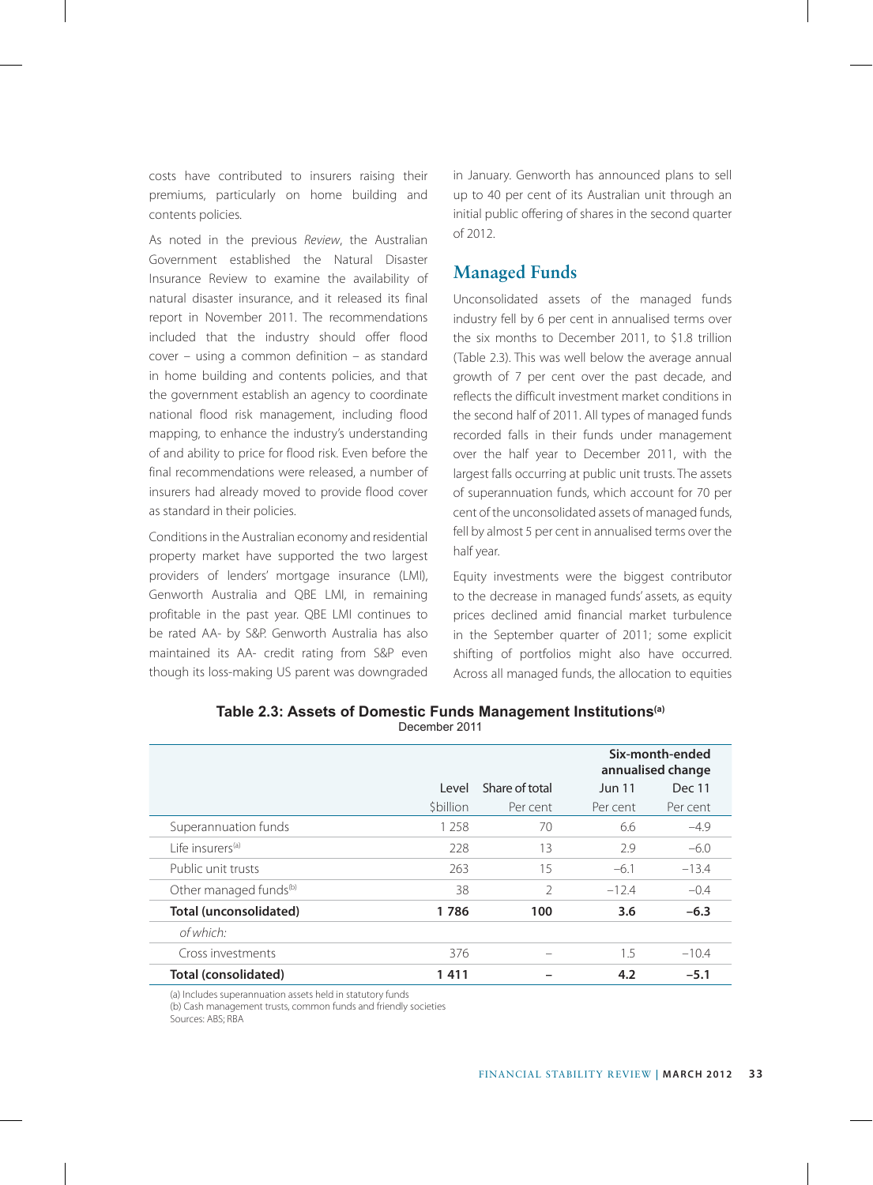costs have contributed to insurers raising their premiums, particularly on home building and contents policies.

As noted in the previous *Review*, the Australian Government established the Natural Disaster Insurance Review to examine the availability of natural disaster insurance, and it released its final report in November 2011. The recommendations included that the industry should offer flood cover – using a common definition – as standard in home building and contents policies, and that the government establish an agency to coordinate national flood risk management, including flood mapping, to enhance the industry's understanding of and ability to price for flood risk. Even before the final recommendations were released, a number of insurers had already moved to provide flood cover as standard in their policies.

Conditions in the Australian economy and residential property market have supported the two largest providers of lenders' mortgage insurance (LMI), Genworth Australia and QBE LMI, in remaining profitable in the past year. QBE LMI continues to be rated AA- by S&P. Genworth Australia has also maintained its AA- credit rating from S&P even though its loss-making US parent was downgraded in January. Genworth has announced plans to sell up to 40 per cent of its Australian unit through an initial public offering of shares in the second quarter of 2012.

## Managed Funds

Unconsolidated assets of the managed funds industry fell by 6 per cent in annualised terms over the six months to December 2011, to $1.8 trillion (Table 2.3). This was well below the average annual growth of 7 per cent over the past decade, and reflects the difficult investment market conditions in the second half of 2011. All types of managed funds recorded falls in their funds under management over the half year to December 2011, with the largest falls occurring at public unit trusts. The assets of superannuation funds, which account for 70 per cent of the unconsolidated assets of managed funds, fell by almost 5 per cent in annualised terms over the half year.

Equity investments were the biggest contributor to the decrease in managed funds' assets, as equity prices declined amid financial market turbulence in the September quarter of 2011; some explicit shifting of portfolios might also have occurred. Across all managed funds, the allocation to equities

**Table 2.3: Assets of Domestic Funds Management Institutions[(a)]**
December 2011

| | Level | Share of total | Six-month-ended annualised change | |
|---|---|---|---|---|
| | | | Jun 11 | Dec 11 |
| | $billion | Per cent | Per cent | Per cent |
| Superannuation funds | 1 258 | 70 | 6.6 | –4.9 |
| Life insurers[(a)] | 228 | 13 | 2.9 | –6.0 |
| Public unit trusts | 263 | 15 | –6.1 | –13.4 |
| Other managed funds[(b)] | 38 | 2 | –12.4 | –0.4 |
| **Total (unconsolidated)** | **1 786** | **100** | **3.6** | **–6.3** |
| *of which:* | | | | |
| Cross investments | 376 | – | 1.5 | –10.4 |
| **Total (consolidated)** | **1 411** | **–** | **4.2** | **–5.1** |

(a) Includes superannuation assets held in statutory funds
(b) Cash management trusts, common funds and friendly societies
Sources: ABS; RBA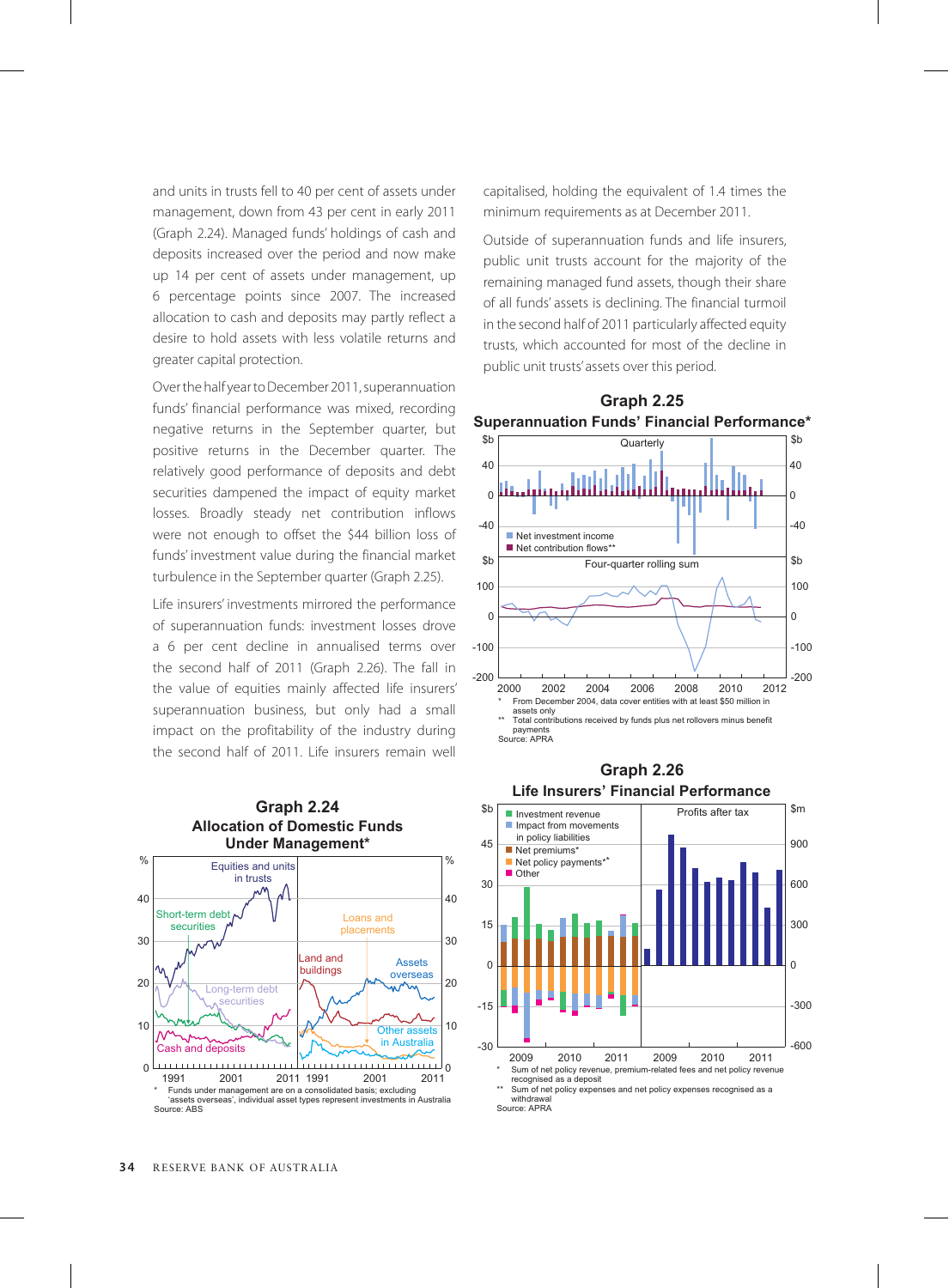and units in trusts fell to 40 per cent of assets under management, down from 43 per cent in early 2011 (Graph 2.24). Managed funds' holdings of cash and deposits increased over the period and now make up 14 per cent of assets under management, up 6 percentage points since 2007. The increased allocation to cash and deposits may partly reflect a desire to hold assets with less volatile returns and greater capital protection.

Over the half year to December 2011, superannuation funds' financial performance was mixed, recording negative returns in the September quarter, but positive returns in the December quarter. The relatively good performance of deposits and debt securities dampened the impact of equity market losses. Broadly steady net contribution inflows were not enough to offset the $44 billion loss of funds' investment value during the financial market turbulence in the September quarter (Graph 2.25).

Life insurers' investments mirrored the performance of superannuation funds: investment losses drove a 6 per cent decline in annualised terms over the second half of 2011 (Graph 2.26). The fall in the value of equities mainly affected life insurers' superannuation business, but only had a small impact on the profitability of the industry during the second half of 2011. Life insurers remain well capitalised, holding the equivalent of 1.4 times the minimum requirements as at December 2011.

Outside of superannuation funds and life insurers, public unit trusts account for the majority of the remaining managed fund assets, though their share of all funds' assets is declining. The financial turmoil in the second half of 2011 particularly affected equity trusts, which accounted for most of the decline in public unit trusts' assets over this period.

**Graph 2.25**
**Superannuation Funds' Financial Performance***

$b Quarterly $b
40 40
0 0
-40 -40
Net investment income
Net contribution flows**

$b Four-quarter rolling sum $b
100 100
0 0
-100 -100
-200 -200
2000 2002 2004 2006 2008 2010 2012

\* From December 2004, data cover entities with at least $50 million in assets only
\*\* Total contributions received by funds plus net rollovers minus benefit payments
Source: APRA

**Graph 2.24**
**Allocation of Domestic Funds Under Management***

% %
40 40
30 30
20 20
10 10
0 0
Equities and units in trusts
Short-term debt securities
Long-term debt securities
Cash and deposits
Loans and placements
Land and buildings
Assets overseas
Other assets in Australia
1991 2001 2011 1991 2001 2011

\* Funds under management are on a consolidated basis; excluding 'assets overseas', individual asset types represent investments in Australia
Source: ABS

**Graph 2.26**
**Life Insurers' Financial Performance**

$b Profits after tax $m
45 900
30 600
15 300
0 0
-15 -300
-30 -600
Investment revenue
Impact from movements in policy liabilities
Net premiums*
Net policy payments**
Other
2009 2010 2011 2009 2010 2011

\* Sum of net policy revenue, premium-related fees and net policy revenue recognised as a deposit
\*\* Sum of net policy expenses and net policy expenses recognised as a withdrawal
Source: APRA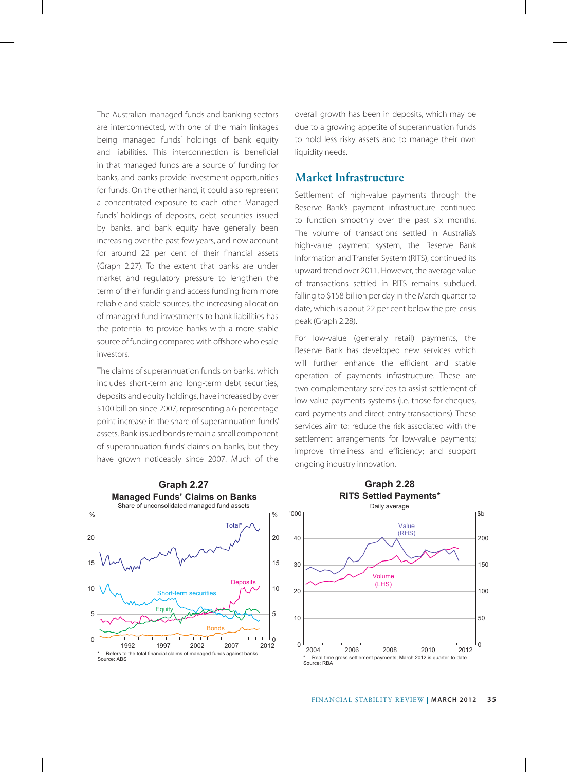The Australian managed funds and banking sectors are interconnected, with one of the main linkages being managed funds' holdings of bank equity and liabilities. This interconnection is beneficial in that managed funds are a source of funding for banks, and banks provide investment opportunities for funds. On the other hand, it could also represent a concentrated exposure to each other. Managed funds' holdings of deposits, debt securities issued by banks, and bank equity have generally been increasing over the past few years, and now account for around 22 per cent of their financial assets (Graph 2.27). To the extent that banks are under market and regulatory pressure to lengthen the term of their funding and access funding from more reliable and stable sources, the increasing allocation of managed fund investments to bank liabilities has the potential to provide banks with a more stable source of funding compared with offshore wholesale investors.

The claims of superannuation funds on banks, which includes short-term and long-term debt securities, deposits and equity holdings, have increased by over $100 billion since 2007, representing a 6 percentage point increase in the share of superannuation funds' assets. Bank-issued bonds remain a small component of superannuation funds' claims on banks, but they have grown noticeably since 2007. Much of the overall growth has been in deposits, which may be due to a growing appetite of superannuation funds to hold less risky assets and to manage their own liquidity needs.

## Market Infrastructure

Settlement of high-value payments through the Reserve Bank's payment infrastructure continued to function smoothly over the past six months. The volume of transactions settled in Australia's high-value payment system, the Reserve Bank Information and Transfer System (RITS), continued its upward trend over 2011. However, the average value of transactions settled in RITS remains subdued, falling to $158 billion per day in the March quarter to date, which is about 22 per cent below the pre-crisis peak (Graph 2.28).

For low-value (generally retail) payments, the Reserve Bank has developed new services which will further enhance the efficient and stable operation of payments infrastructure. These are two complementary services to assist settlement of low-value payments systems (i.e. those for cheques, card payments and direct-entry transactions). These services aim to: reduce the risk associated with the settlement arrangements for low-value payments; improve timeliness and efficiency; and support ongoing industry innovation.

**Graph 2.27**
**Managed Funds' Claims on Banks**
Share of unconsolidated managed fund assets

%
0
5
10
15
20
1992
1997
2002
2007
2012
Total*
Deposits
Short-term securities
Equity
Bonds

\* Refers to the total financial claims of managed funds against banks
Source: ABS

**Graph 2.28**
**RITS Settled Payments***
Daily average

'000
0
10
20
30
40
$b
0
50
100
150
200
2004
2006
2008
2010
2012
Value (RHS)
Volume (LHS)

\* Real-time gross settlement payments; March 2012 is quarter-to-date
Source: RBA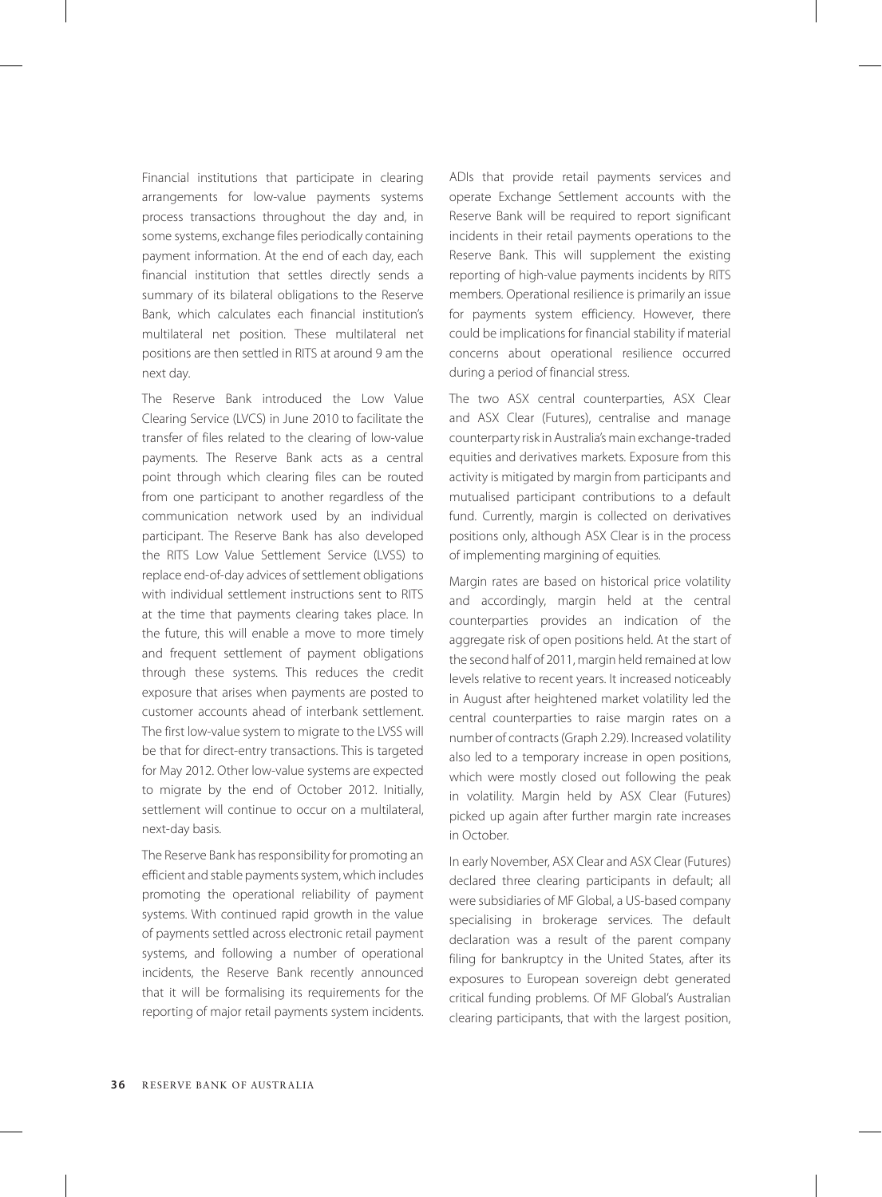Financial institutions that participate in clearing arrangements for low-value payments systems process transactions throughout the day and, in some systems, exchange files periodically containing payment information. At the end of each day, each financial institution that settles directly sends a summary of its bilateral obligations to the Reserve Bank, which calculates each financial institution's multilateral net position. These multilateral net positions are then settled in RITS at around 9 am the next day.

The Reserve Bank introduced the Low Value Clearing Service (LVCS) in June 2010 to facilitate the transfer of files related to the clearing of low-value payments. The Reserve Bank acts as a central point through which clearing files can be routed from one participant to another regardless of the communication network used by an individual participant. The Reserve Bank has also developed the RITS Low Value Settlement Service (LVSS) to replace end-of-day advices of settlement obligations with individual settlement instructions sent to RITS at the time that payments clearing takes place. In the future, this will enable a move to more timely and frequent settlement of payment obligations through these systems. This reduces the credit exposure that arises when payments are posted to customer accounts ahead of interbank settlement. The first low-value system to migrate to the LVSS will be that for direct-entry transactions. This is targeted for May 2012. Other low-value systems are expected to migrate by the end of October 2012. Initially, settlement will continue to occur on a multilateral, next-day basis.

The Reserve Bank has responsibility for promoting an efficient and stable payments system, which includes promoting the operational reliability of payment systems. With continued rapid growth in the value of payments settled across electronic retail payment systems, and following a number of operational incidents, the Reserve Bank recently announced that it will be formalising its requirements for the reporting of major retail payments system incidents. ADIs that provide retail payments services and operate Exchange Settlement accounts with the Reserve Bank will be required to report significant incidents in their retail payments operations to the Reserve Bank. This will supplement the existing reporting of high-value payments incidents by RITS members. Operational resilience is primarily an issue for payments system efficiency. However, there could be implications for financial stability if material concerns about operational resilience occurred during a period of financial stress.

The two ASX central counterparties, ASX Clear and ASX Clear (Futures), centralise and manage counterparty risk in Australia's main exchange-traded equities and derivatives markets. Exposure from this activity is mitigated by margin from participants and mutualised participant contributions to a default fund. Currently, margin is collected on derivatives positions only, although ASX Clear is in the process of implementing margining of equities.

Margin rates are based on historical price volatility and accordingly, margin held at the central counterparties provides an indication of the aggregate risk of open positions held. At the start of the second half of 2011, margin held remained at low levels relative to recent years. It increased noticeably in August after heightened market volatility led the central counterparties to raise margin rates on a number of contracts (Graph 2.29). Increased volatility also led to a temporary increase in open positions, which were mostly closed out following the peak in volatility. Margin held by ASX Clear (Futures) picked up again after further margin rate increases in October.

In early November, ASX Clear and ASX Clear (Futures) declared three clearing participants in default; all were subsidiaries of MF Global, a US-based company specialising in brokerage services. The default declaration was a result of the parent company filing for bankruptcy in the United States, after its exposures to European sovereign debt generated critical funding problems. Of MF Global's Australian clearing participants, that with the largest position,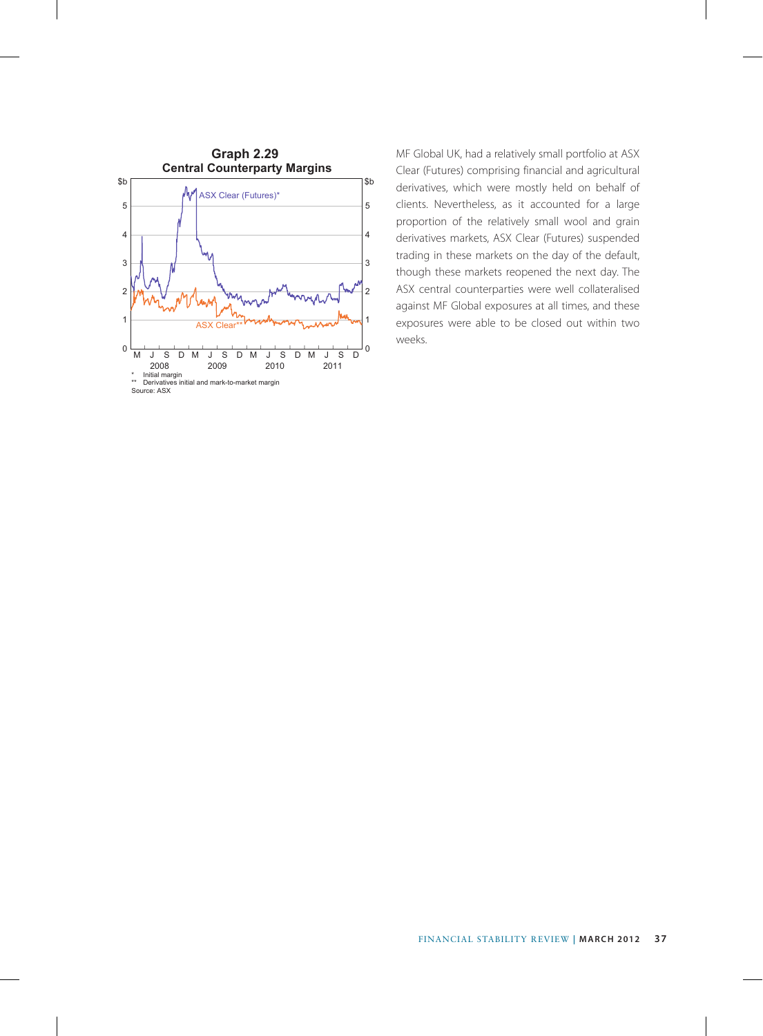**Graph 2.29**
**Central Counterparty Margins**

$b
5
4
3
2
1
0

ASX Clear (Futures)*

ASX Clear**

M J S D M J S D M J S D M J S D
2008 2009 2010 2011

\* Initial margin
\*\* Derivatives initial and mark-to-market margin
Source: ASX

MF Global UK, had a relatively small portfolio at ASX Clear (Futures) comprising financial and agricultural derivatives, which were mostly held on behalf of clients. Nevertheless, as it accounted for a large proportion of the relatively small wool and grain derivatives markets, ASX Clear (Futures) suspended trading in these markets on the day of the default, though these markets reopened the next day. The ASX central counterparties were well collateralised against MF Global exposures at all times, and these exposures were able to be closed out within two weeks.